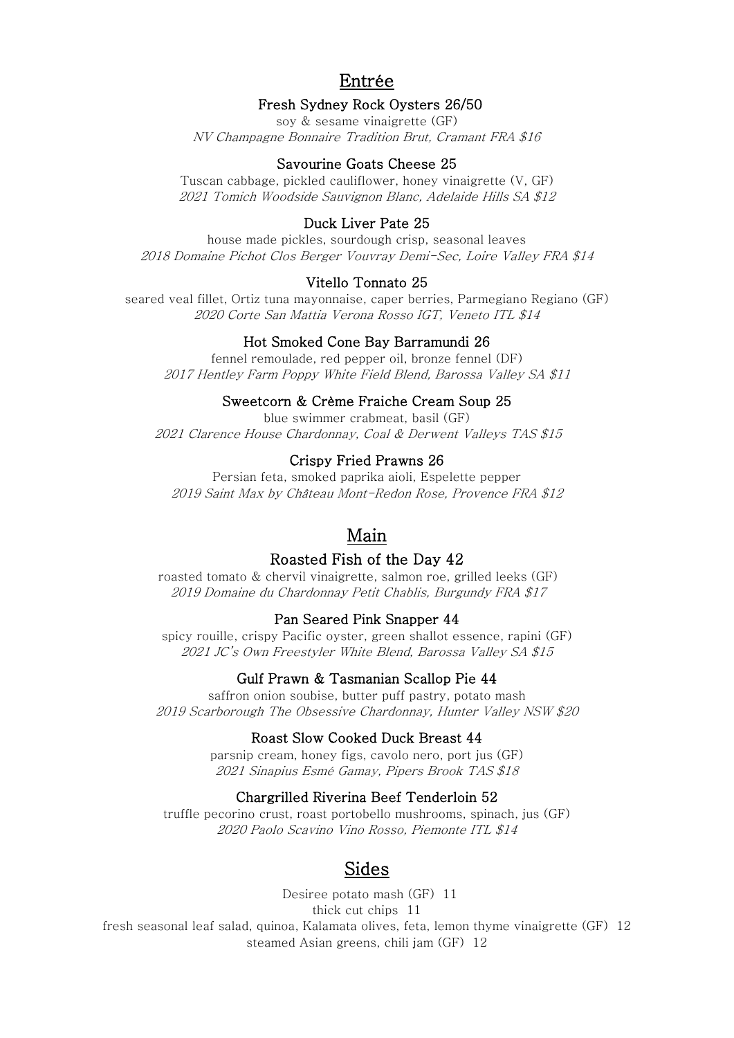## Entrée

### Fresh Sydney Rock Oysters 26/50

soy & sesame vinaigrette (GF)
*NV Champagne Bonnaire Tradition Brut, Cramant FRA $16*

### Savourine Goats Cheese 25

Tuscan cabbage, pickled cauliflower, honey vinaigrette (V, GF)
*2021 Tomich Woodside Sauvignon Blanc, Adelaide Hills SA $12*

### Duck Liver Pate 25

house made pickles, sourdough crisp, seasonal leaves
*2018 Domaine Pichot Clos Berger Vouvray Demi-Sec, Loire Valley FRA $14*

### Vitello Tonnato 25

seared veal fillet, Ortiz tuna mayonnaise, caper berries, Parmegiano Regiano (GF)
*2020 Corte San Mattia Verona Rosso IGT, Veneto ITL $14*

### Hot Smoked Cone Bay Barramundi 26

fennel remoulade, red pepper oil, bronze fennel (DF)
*2017 Hentley Farm Poppy White Field Blend, Barossa Valley SA $11*

### Sweetcorn & Crème Fraiche Cream Soup 25

blue swimmer crabmeat, basil (GF)
*2021 Clarence House Chardonnay, Coal & Derwent Valleys TAS $15*

### Crispy Fried Prawns 26

Persian feta, smoked paprika aioli, Espelette pepper
*2019 Saint Max by Château Mont-Redon Rose, Provence FRA $12*

## Main

### Roasted Fish of the Day 42

roasted tomato & chervil vinaigrette, salmon roe, grilled leeks (GF)
*2019 Domaine du Chardonnay Petit Chablis, Burgundy FRA $17*

### Pan Seared Pink Snapper 44

spicy rouille, crispy Pacific oyster, green shallot essence, rapini (GF)
*2021 JC's Own Freestyler White Blend, Barossa Valley SA $15*

### Gulf Prawn & Tasmanian Scallop Pie 44

saffron onion soubise, butter puff pastry, potato mash
*2019 Scarborough The Obsessive Chardonnay, Hunter Valley NSW $20*

### Roast Slow Cooked Duck Breast 44

parsnip cream, honey figs, cavolo nero, port jus (GF)
*2021 Sinapius Esmé Gamay, Pipers Brook TAS $18*

### Chargrilled Riverina Beef Tenderloin 52

truffle pecorino crust, roast portobello mushrooms, spinach, jus (GF)
*2020 Paolo Scavino Vino Rosso, Piemonte ITL $14*

## Sides

Desiree potato mash (GF) 11
thick cut chips 11
fresh seasonal leaf salad, quinoa, Kalamata olives, feta, lemon thyme vinaigrette (GF) 12
steamed Asian greens, chili jam (GF) 12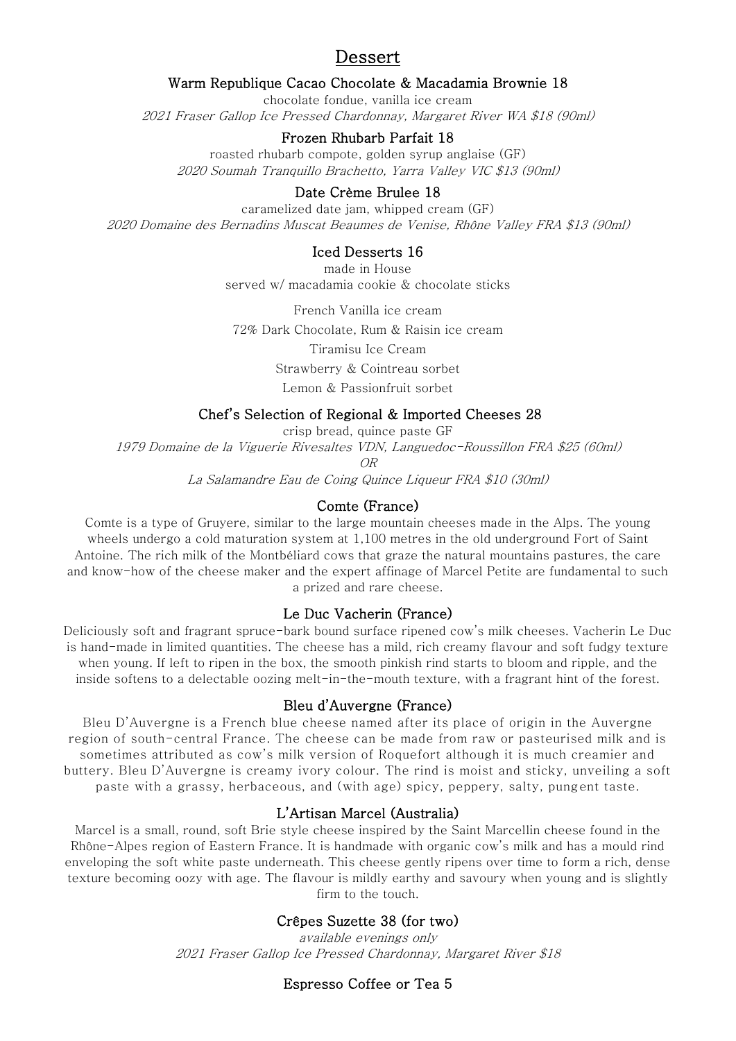# Dessert

### Warm Republique Cacao Chocolate & Macadamia Brownie 18

chocolate fondue, vanilla ice cream

*2021 Fraser Gallop Ice Pressed Chardonnay, Margaret River WA $18 (90ml)*

### Frozen Rhubarb Parfait 18

roasted rhubarb compote, golden syrup anglaise (GF)

*2020 Soumah Tranquillo Brachetto, Yarra Valley VIC $13 (90ml)*

### Date Crème Brulee 18

caramelized date jam, whipped cream (GF)

*2020 Domaine des Bernadins Muscat Beaumes de Venise, Rhône Valley FRA $13 (90ml)*

### Iced Desserts 16

made in House

served w/ macadamia cookie & chocolate sticks

French Vanilla ice cream

72% Dark Chocolate, Rum & Raisin ice cream

Tiramisu Ice Cream

Strawberry & Cointreau sorbet

Lemon & Passionfruit sorbet

### Chef's Selection of Regional & Imported Cheeses 28

crisp bread, quince paste GF

*1979 Domaine de la Viguerie Rivesaltes VDN, Languedoc-Roussillon FRA $25 (60ml)*

*OR*

*La Salamandre Eau de Coing Quince Liqueur FRA $10 (30ml)*

### Comte (France)

Comte is a type of Gruyere, similar to the large mountain cheeses made in the Alps. The young wheels undergo a cold maturation system at 1,100 metres in the old underground Fort of Saint Antoine. The rich milk of the Montbéliard cows that graze the natural mountains pastures, the care and know-how of the cheese maker and the expert affinage of Marcel Petite are fundamental to such a prized and rare cheese.

### Le Duc Vacherin (France)

Deliciously soft and fragrant spruce-bark bound surface ripened cow's milk cheeses. Vacherin Le Duc is hand-made in limited quantities. The cheese has a mild, rich creamy flavour and soft fudgy texture when young. If left to ripen in the box, the smooth pinkish rind starts to bloom and ripple, and the inside softens to a delectable oozing melt-in-the-mouth texture, with a fragrant hint of the forest.

### Bleu d'Auvergne (France)

Bleu D'Auvergne is a French blue cheese named after its place of origin in the Auvergne region of south-central France. The cheese can be made from raw or pasteurised milk and is sometimes attributed as cow's milk version of Roquefort although it is much creamier and buttery. Bleu D'Auvergne is creamy ivory colour. The rind is moist and sticky, unveiling a soft paste with a grassy, herbaceous, and (with age) spicy, peppery, salty, pungent taste.

### L'Artisan Marcel (Australia)

Marcel is a small, round, soft Brie style cheese inspired by the Saint Marcellin cheese found in the Rhône-Alpes region of Eastern France. It is handmade with organic cow's milk and has a mould rind enveloping the soft white paste underneath. This cheese gently ripens over time to form a rich, dense texture becoming oozy with age. The flavour is mildly earthy and savoury when young and is slightly firm to the touch.

### Crêpes Suzette 38 (for two)

*available evenings only*

*2021 Fraser Gallop Ice Pressed Chardonnay, Margaret River $18*

### Espresso Coffee or Tea 5